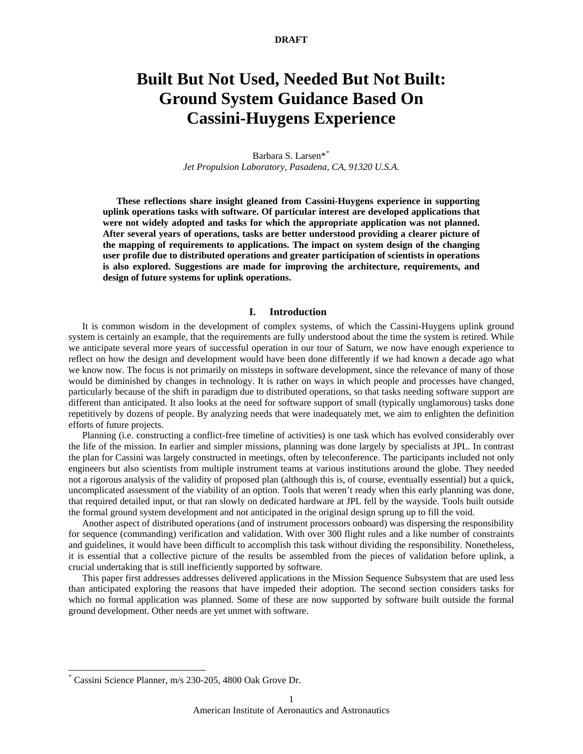DRAFT

# Built But Not Used, Needed But Not Built: Ground System Guidance Based On Cassini-Huygens Experience

Barbara S. Larsen*[*]
*Jet Propulsion Laboratory, Pasadena, CA, 91320 U.S.A.*

**These reflections share insight gleaned from Cassini-Huygens experience in supporting uplink operations tasks with software. Of particular interest are developed applications that were not widely adopted and tasks for which the appropriate application was not planned. After several years of operations, tasks are better understood providing a clearer picture of the mapping of requirements to applications. The impact on system design of the changing user profile due to distributed operations and greater participation of scientists in operations is also explored. Suggestions are made for improving the architecture, requirements, and design of future systems for uplink operations.**

## I. Introduction

It is common wisdom in the development of complex systems, of which the Cassini-Huygens uplink ground system is certainly an example, that the requirements are fully understood about the time the system is retired. While we anticipate several more years of successful operation in our tour of Saturn, we now have enough experience to reflect on how the design and development would have been done differently if we had known a decade ago what we know now. The focus is not primarily on missteps in software development, since the relevance of many of those would be diminished by changes in technology. It is rather on ways in which people and processes have changed, particularly because of the shift in paradigm due to distributed operations, so that tasks needing software support are different than anticipated. It also looks at the need for software support of small (typically unglamorous) tasks done repetitively by dozens of people. By analyzing needs that were inadequately met, we aim to enlighten the definition efforts of future projects.

Planning (i.e. constructing a conflict-free timeline of activities) is one task which has evolved considerably over the life of the mission. In earlier and simpler missions, planning was done largely by specialists at JPL. In contrast the plan for Cassini was largely constructed in meetings, often by teleconference. The participants included not only engineers but also scientists from multiple instrument teams at various institutions around the globe. They needed not a rigorous analysis of the validity of proposed plan (although this is, of course, eventually essential) but a quick, uncomplicated assessment of the viability of an option. Tools that weren't ready when this early planning was done, that required detailed input, or that ran slowly on dedicated hardware at JPL fell by the wayside. Tools built outside the formal ground system development and not anticipated in the original design sprung up to fill the void.

Another aspect of distributed operations (and of instrument processors onboard) was dispersing the responsibility for sequence (commanding) verification and validation. With over 300 flight rules and a like number of constraints and guidelines, it would have been difficult to accomplish this task without dividing the responsibility. Nonetheless, it is essential that a collective picture of the results be assembled from the pieces of validation before uplink, a crucial undertaking that is still inefficiently supported by software.

This paper first addresses addresses delivered applications in the Mission Sequence Subsystem that are used less than anticipated exploring the reasons that have impeded their adoption. The second section considers tasks for which no formal application was planned. Some of these are now supported by software built outside the formal ground development. Other needs are yet unmet with software.

[*] Cassini Science Planner, m/s 230-205, 4800 Oak Grove Dr.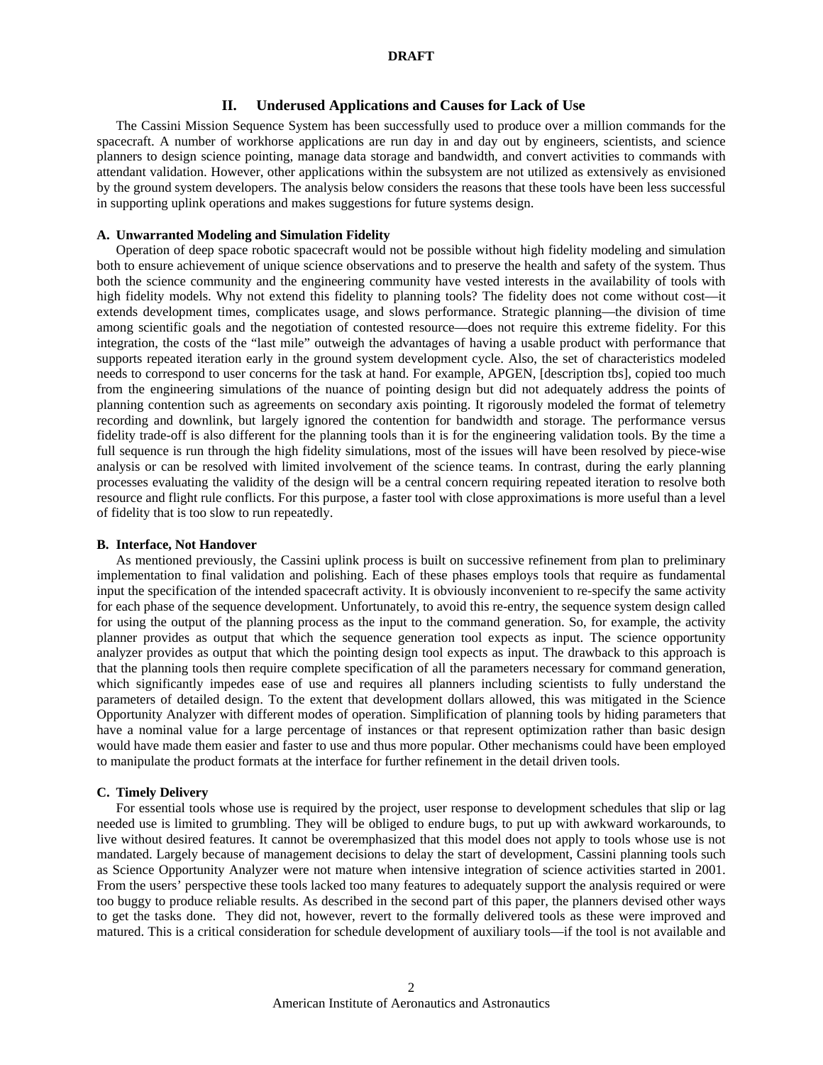## II. Underused Applications and Causes for Lack of Use

The Cassini Mission Sequence System has been successfully used to produce over a million commands for the spacecraft. A number of workhorse applications are run day in and day out by engineers, scientists, and science planners to design science pointing, manage data storage and bandwidth, and convert activities to commands with attendant validation. However, other applications within the subsystem are not utilized as extensively as envisioned by the ground system developers. The analysis below considers the reasons that these tools have been less successful in supporting uplink operations and makes suggestions for future systems design.

### A. Unwarranted Modeling and Simulation Fidelity

Operation of deep space robotic spacecraft would not be possible without high fidelity modeling and simulation both to ensure achievement of unique science observations and to preserve the health and safety of the system. Thus both the science community and the engineering community have vested interests in the availability of tools with high fidelity models. Why not extend this fidelity to planning tools? The fidelity does not come without cost—it extends development times, complicates usage, and slows performance. Strategic planning—the division of time among scientific goals and the negotiation of contested resource—does not require this extreme fidelity. For this integration, the costs of the "last mile" outweigh the advantages of having a usable product with performance that supports repeated iteration early in the ground system development cycle. Also, the set of characteristics modeled needs to correspond to user concerns for the task at hand. For example, APGEN, [description tbs], copied too much from the engineering simulations of the nuance of pointing design but did not adequately address the points of planning contention such as agreements on secondary axis pointing. It rigorously modeled the format of telemetry recording and downlink, but largely ignored the contention for bandwidth and storage. The performance versus fidelity trade-off is also different for the planning tools than it is for the engineering validation tools. By the time a full sequence is run through the high fidelity simulations, most of the issues will have been resolved by piece-wise analysis or can be resolved with limited involvement of the science teams. In contrast, during the early planning processes evaluating the validity of the design will be a central concern requiring repeated iteration to resolve both resource and flight rule conflicts. For this purpose, a faster tool with close approximations is more useful than a level of fidelity that is too slow to run repeatedly.

### B. Interface, Not Handover

As mentioned previously, the Cassini uplink process is built on successive refinement from plan to preliminary implementation to final validation and polishing. Each of these phases employs tools that require as fundamental input the specification of the intended spacecraft activity. It is obviously inconvenient to re-specify the same activity for each phase of the sequence development. Unfortunately, to avoid this re-entry, the sequence system design called for using the output of the planning process as the input to the command generation. So, for example, the activity planner provides as output that which the sequence generation tool expects as input. The science opportunity analyzer provides as output that which the pointing design tool expects as input. The drawback to this approach is that the planning tools then require complete specification of all the parameters necessary for command generation, which significantly impedes ease of use and requires all planners including scientists to fully understand the parameters of detailed design. To the extent that development dollars allowed, this was mitigated in the Science Opportunity Analyzer with different modes of operation. Simplification of planning tools by hiding parameters that have a nominal value for a large percentage of instances or that represent optimization rather than basic design would have made them easier and faster to use and thus more popular. Other mechanisms could have been employed to manipulate the product formats at the interface for further refinement in the detail driven tools.

### C. Timely Delivery

For essential tools whose use is required by the project, user response to development schedules that slip or lag needed use is limited to grumbling. They will be obliged to endure bugs, to put up with awkward workarounds, to live without desired features. It cannot be overemphasized that this model does not apply to tools whose use is not mandated. Largely because of management decisions to delay the start of development, Cassini planning tools such as Science Opportunity Analyzer were not mature when intensive integration of science activities started in 2001. From the users' perspective these tools lacked too many features to adequately support the analysis required or were too buggy to produce reliable results. As described in the second part of this paper, the planners devised other ways to get the tasks done. They did not, however, revert to the formally delivered tools as these were improved and matured. This is a critical consideration for schedule development of auxiliary tools—if the tool is not available and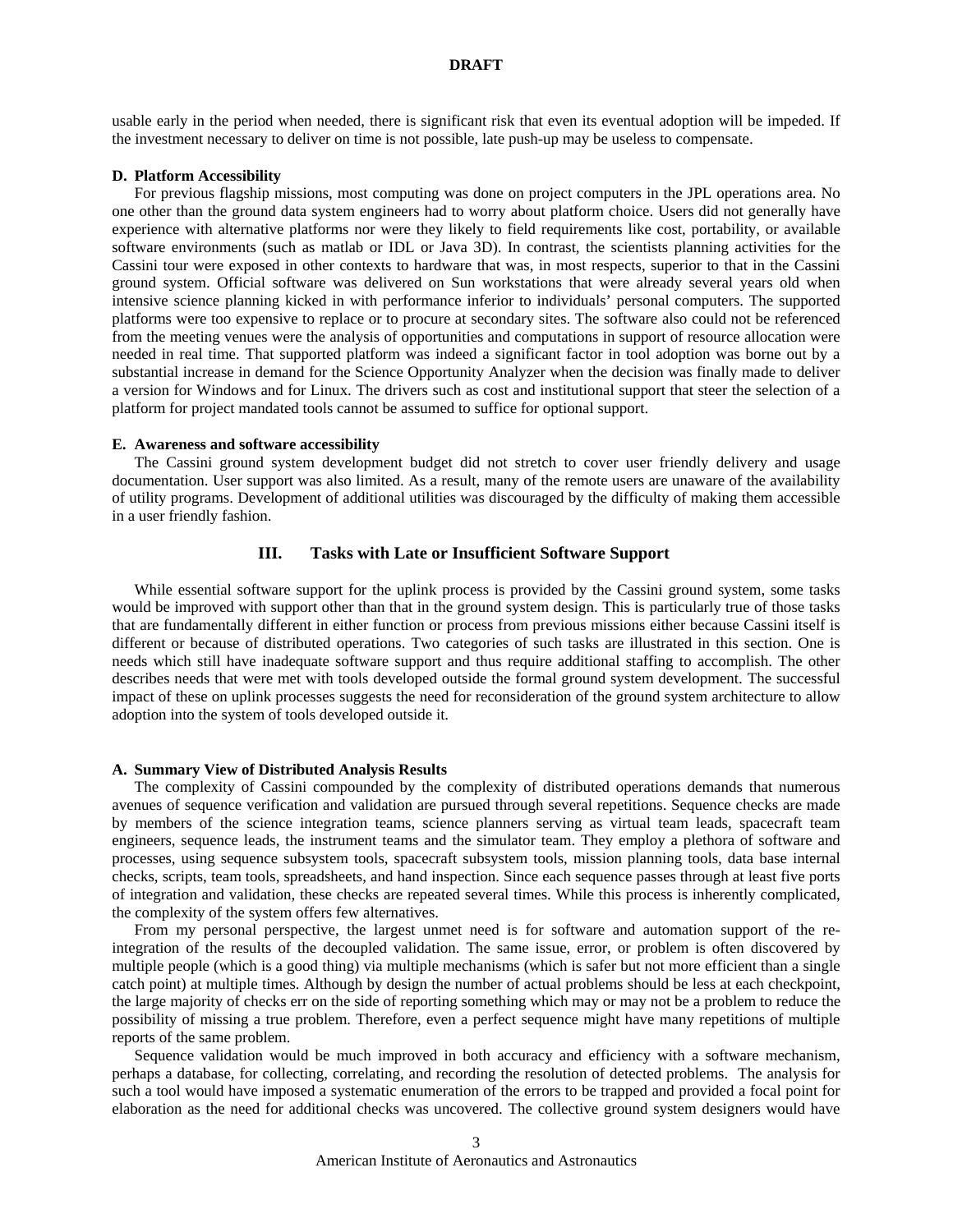usable early in the period when needed, there is significant risk that even its eventual adoption will be impeded. If the investment necessary to deliver on time is not possible, late push-up may be useless to compensate.

### D. Platform Accessibility

For previous flagship missions, most computing was done on project computers in the JPL operations area. No one other than the ground data system engineers had to worry about platform choice. Users did not generally have experience with alternative platforms nor were they likely to field requirements like cost, portability, or available software environments (such as matlab or IDL or Java 3D). In contrast, the scientists planning activities for the Cassini tour were exposed in other contexts to hardware that was, in most respects, superior to that in the Cassini ground system. Official software was delivered on Sun workstations that were already several years old when intensive science planning kicked in with performance inferior to individuals' personal computers. The supported platforms were too expensive to replace or to procure at secondary sites. The software also could not be referenced from the meeting venues were the analysis of opportunities and computations in support of resource allocation were needed in real time. That supported platform was indeed a significant factor in tool adoption was borne out by a substantial increase in demand for the Science Opportunity Analyzer when the decision was finally made to deliver a version for Windows and for Linux. The drivers such as cost and institutional support that steer the selection of a platform for project mandated tools cannot be assumed to suffice for optional support.

### E. Awareness and software accessibility

The Cassini ground system development budget did not stretch to cover user friendly delivery and usage documentation. User support was also limited. As a result, many of the remote users are unaware of the availability of utility programs. Development of additional utilities was discouraged by the difficulty of making them accessible in a user friendly fashion.

## III. Tasks with Late or Insufficient Software Support

While essential software support for the uplink process is provided by the Cassini ground system, some tasks would be improved with support other than that in the ground system design. This is particularly true of those tasks that are fundamentally different in either function or process from previous missions either because Cassini itself is different or because of distributed operations. Two categories of such tasks are illustrated in this section. One is needs which still have inadequate software support and thus require additional staffing to accomplish. The other describes needs that were met with tools developed outside the formal ground system development. The successful impact of these on uplink processes suggests the need for reconsideration of the ground system architecture to allow adoption into the system of tools developed outside it.

### A. Summary View of Distributed Analysis Results

The complexity of Cassini compounded by the complexity of distributed operations demands that numerous avenues of sequence verification and validation are pursued through several repetitions. Sequence checks are made by members of the science integration teams, science planners serving as virtual team leads, spacecraft team engineers, sequence leads, the instrument teams and the simulator team. They employ a plethora of software and processes, using sequence subsystem tools, spacecraft subsystem tools, mission planning tools, data base internal checks, scripts, team tools, spreadsheets, and hand inspection. Since each sequence passes through at least five ports of integration and validation, these checks are repeated several times. While this process is inherently complicated, the complexity of the system offers few alternatives.

From my personal perspective, the largest unmet need is for software and automation support of the re-integration of the results of the decoupled validation. The same issue, error, or problem is often discovered by multiple people (which is a good thing) via multiple mechanisms (which is safer but not more efficient than a single catch point) at multiple times. Although by design the number of actual problems should be less at each checkpoint, the large majority of checks err on the side of reporting something which may or may not be a problem to reduce the possibility of missing a true problem. Therefore, even a perfect sequence might have many repetitions of multiple reports of the same problem.

Sequence validation would be much improved in both accuracy and efficiency with a software mechanism, perhaps a database, for collecting, correlating, and recording the resolution of detected problems. The analysis for such a tool would have imposed a systematic enumeration of the errors to be trapped and provided a focal point for elaboration as the need for additional checks was uncovered. The collective ground system designers would have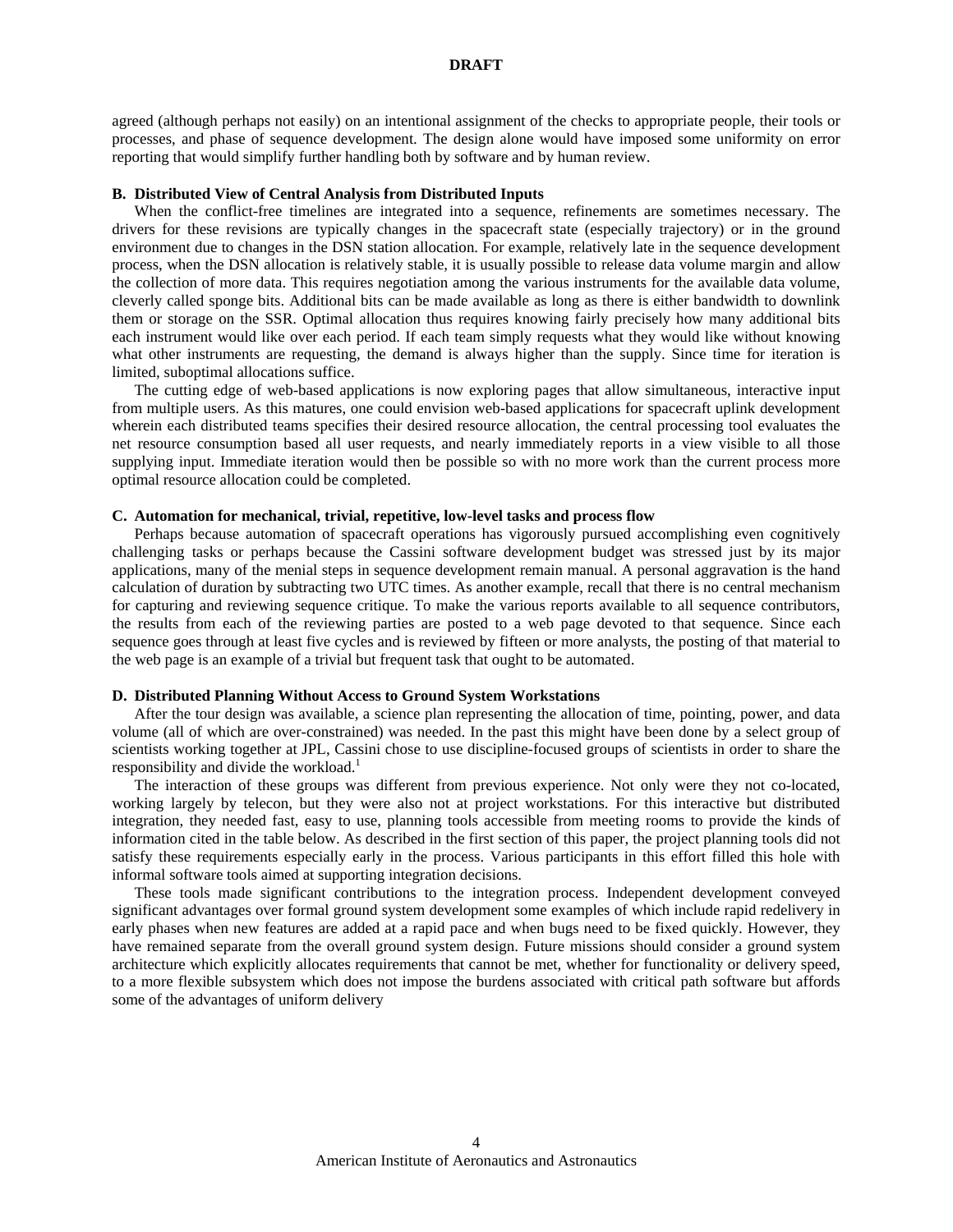agreed (although perhaps not easily) on an intentional assignment of the checks to appropriate people, their tools or processes, and phase of sequence development. The design alone would have imposed some uniformity on error reporting that would simplify further handling both by software and by human review.

### B. Distributed View of Central Analysis from Distributed Inputs

When the conflict-free timelines are integrated into a sequence, refinements are sometimes necessary. The drivers for these revisions are typically changes in the spacecraft state (especially trajectory) or in the ground environment due to changes in the DSN station allocation. For example, relatively late in the sequence development process, when the DSN allocation is relatively stable, it is usually possible to release data volume margin and allow the collection of more data. This requires negotiation among the various instruments for the available data volume, cleverly called sponge bits. Additional bits can be made available as long as there is either bandwidth to downlink them or storage on the SSR. Optimal allocation thus requires knowing fairly precisely how many additional bits each instrument would like over each period. If each team simply requests what they would like without knowing what other instruments are requesting, the demand is always higher than the supply. Since time for iteration is limited, suboptimal allocations suffice.

The cutting edge of web-based applications is now exploring pages that allow simultaneous, interactive input from multiple users. As this matures, one could envision web-based applications for spacecraft uplink development wherein each distributed teams specifies their desired resource allocation, the central processing tool evaluates the net resource consumption based all user requests, and nearly immediately reports in a view visible to all those supplying input. Immediate iteration would then be possible so with no more work than the current process more optimal resource allocation could be completed.

### C. Automation for mechanical, trivial, repetitive, low-level tasks and process flow

Perhaps because automation of spacecraft operations has vigorously pursued accomplishing even cognitively challenging tasks or perhaps because the Cassini software development budget was stressed just by its major applications, many of the menial steps in sequence development remain manual. A personal aggravation is the hand calculation of duration by subtracting two UTC times. As another example, recall that there is no central mechanism for capturing and reviewing sequence critique. To make the various reports available to all sequence contributors, the results from each of the reviewing parties are posted to a web page devoted to that sequence. Since each sequence goes through at least five cycles and is reviewed by fifteen or more analysts, the posting of that material to the web page is an example of a trivial but frequent task that ought to be automated.

### D. Distributed Planning Without Access to Ground System Workstations

After the tour design was available, a science plan representing the allocation of time, pointing, power, and data volume (all of which are over-constrained) was needed. In the past this might have been done by a select group of scientists working together at JPL, Cassini chose to use discipline-focused groups of scientists in order to share the responsibility and divide the workload.[1]

The interaction of these groups was different from previous experience. Not only were they not co-located, working largely by telecon, but they were also not at project workstations. For this interactive but distributed integration, they needed fast, easy to use, planning tools accessible from meeting rooms to provide the kinds of information cited in the table below. As described in the first section of this paper, the project planning tools did not satisfy these requirements especially early in the process. Various participants in this effort filled this hole with informal software tools aimed at supporting integration decisions.

These tools made significant contributions to the integration process. Independent development conveyed significant advantages over formal ground system development some examples of which include rapid redelivery in early phases when new features are added at a rapid pace and when bugs need to be fixed quickly. However, they have remained separate from the overall ground system design. Future missions should consider a ground system architecture which explicitly allocates requirements that cannot be met, whether for functionality or delivery speed, to a more flexible subsystem which does not impose the burdens associated with critical path software but affords some of the advantages of uniform delivery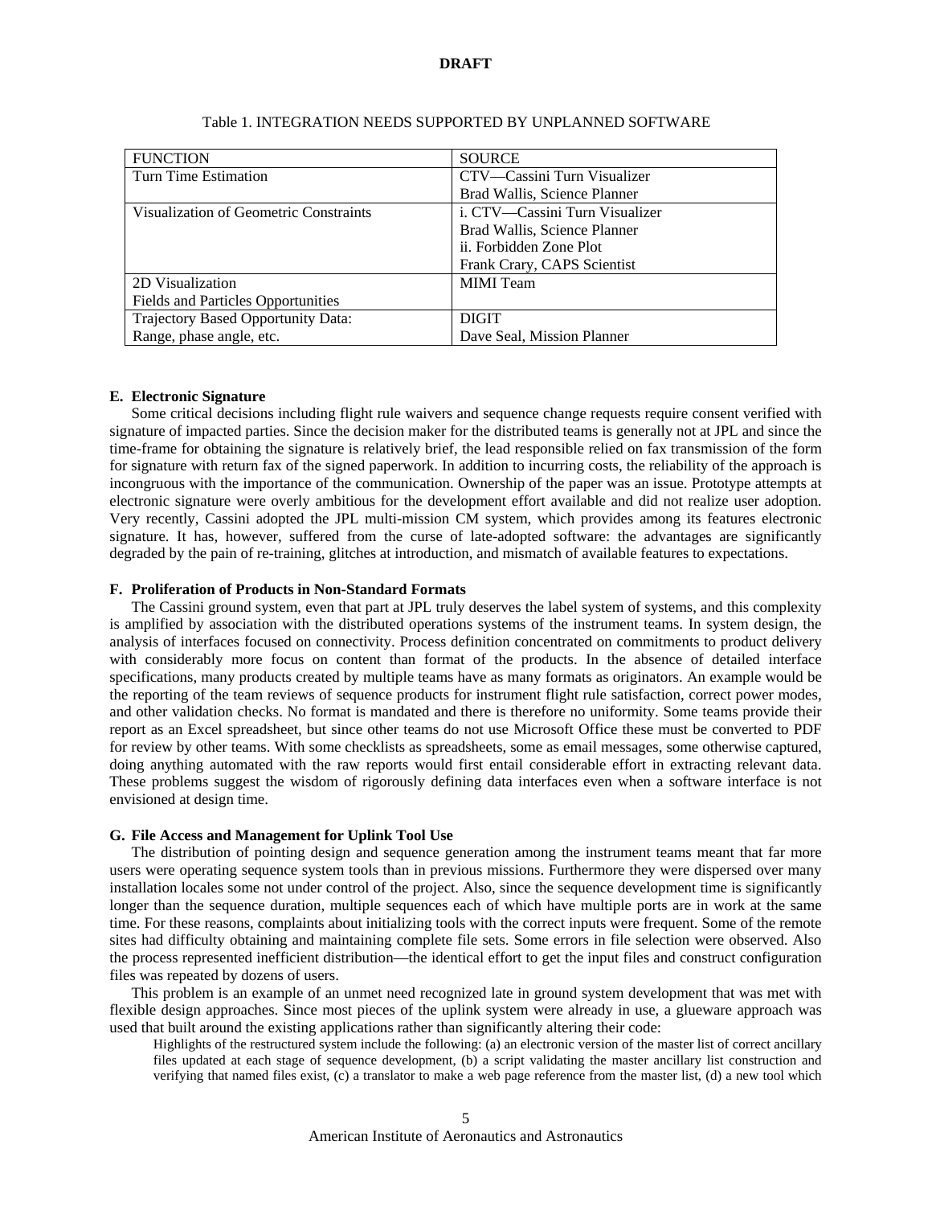Table 1. INTEGRATION NEEDS SUPPORTED BY UNPLANNED SOFTWARE

| FUNCTION | SOURCE |
|---|---|
| Turn Time Estimation | CTV—Cassini Turn Visualizer<br>Brad Wallis, Science Planner |
| Visualization of Geometric Constraints | i. CTV—Cassini Turn Visualizer<br>Brad Wallis, Science Planner<br>ii. Forbidden Zone Plot<br>Frank Crary, CAPS Scientist |
| 2D Visualization<br>Fields and Particles Opportunities | MIMI Team |
| Trajectory Based Opportunity Data:<br>Range, phase angle, etc. | DIGIT<br>Dave Seal, Mission Planner |

### E. Electronic Signature

Some critical decisions including flight rule waivers and sequence change requests require consent verified with signature of impacted parties. Since the decision maker for the distributed teams is generally not at JPL and since the time-frame for obtaining the signature is relatively brief, the lead responsible relied on fax transmission of the form for signature with return fax of the signed paperwork. In addition to incurring costs, the reliability of the approach is incongruous with the importance of the communication. Ownership of the paper was an issue. Prototype attempts at electronic signature were overly ambitious for the development effort available and did not realize user adoption. Very recently, Cassini adopted the JPL multi-mission CM system, which provides among its features electronic signature. It has, however, suffered from the curse of late-adopted software: the advantages are significantly degraded by the pain of re-training, glitches at introduction, and mismatch of available features to expectations.

### F. Proliferation of Products in Non-Standard Formats

The Cassini ground system, even that part at JPL truly deserves the label system of systems, and this complexity is amplified by association with the distributed operations systems of the instrument teams. In system design, the analysis of interfaces focused on connectivity. Process definition concentrated on commitments to product delivery with considerably more focus on content than format of the products. In the absence of detailed interface specifications, many products created by multiple teams have as many formats as originators. An example would be the reporting of the team reviews of sequence products for instrument flight rule satisfaction, correct power modes, and other validation checks. No format is mandated and there is therefore no uniformity. Some teams provide their report as an Excel spreadsheet, but since other teams do not use Microsoft Office these must be converted to PDF for review by other teams. With some checklists as spreadsheets, some as email messages, some otherwise captured, doing anything automated with the raw reports would first entail considerable effort in extracting relevant data. These problems suggest the wisdom of rigorously defining data interfaces even when a software interface is not envisioned at design time.

### G. File Access and Management for Uplink Tool Use

The distribution of pointing design and sequence generation among the instrument teams meant that far more users were operating sequence system tools than in previous missions. Furthermore they were dispersed over many installation locales some not under control of the project. Also, since the sequence development time is significantly longer than the sequence duration, multiple sequences each of which have multiple ports are in work at the same time. For these reasons, complaints about initializing tools with the correct inputs were frequent. Some of the remote sites had difficulty obtaining and maintaining complete file sets. Some errors in file selection were observed. Also the process represented inefficient distribution—the identical effort to get the input files and construct configuration files was repeated by dozens of users.

This problem is an example of an unmet need recognized late in ground system development that was met with flexible design approaches. Since most pieces of the uplink system were already in use, a glueware approach was used that built around the existing applications rather than significantly altering their code:

> Highlights of the restructured system include the following: (a) an electronic version of the master list of correct ancillary files updated at each stage of sequence development, (b) a script validating the master ancillary list construction and verifying that named files exist, (c) a translator to make a web page reference from the master list, (d) a new tool which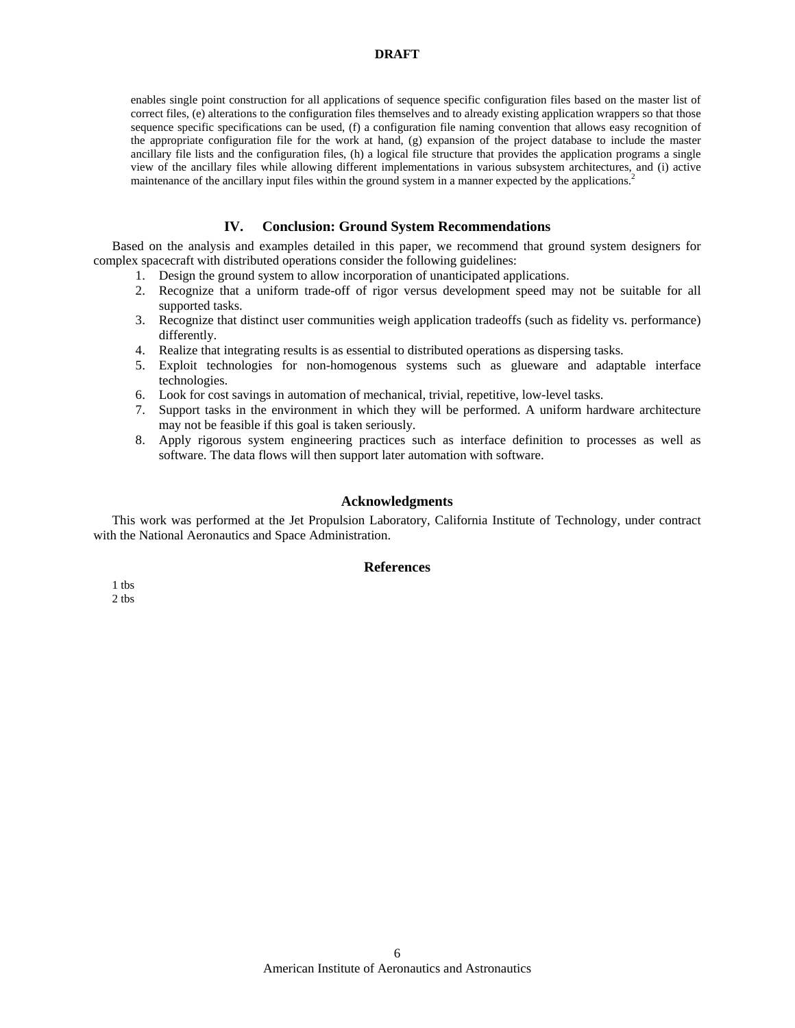enables single point construction for all applications of sequence specific configuration files based on the master list of correct files, (e) alterations to the configuration files themselves and to already existing application wrappers so that those sequence specific specifications can be used, (f) a configuration file naming convention that allows easy recognition of the appropriate configuration file for the work at hand, (g) expansion of the project database to include the master ancillary file lists and the configuration files, (h) a logical file structure that provides the application programs a single view of the ancillary files while allowing different implementations in various subsystem architectures, and (i) active maintenance of the ancillary input files within the ground system in a manner expected by the applications.[2]

## IV. Conclusion: Ground System Recommendations

Based on the analysis and examples detailed in this paper, we recommend that ground system designers for complex spacecraft with distributed operations consider the following guidelines:

1. Design the ground system to allow incorporation of unanticipated applications.
2. Recognize that a uniform trade-off of rigor versus development speed may not be suitable for all supported tasks.
3. Recognize that distinct user communities weigh application tradeoffs (such as fidelity vs. performance) differently.
4. Realize that integrating results is as essential to distributed operations as dispersing tasks.
5. Exploit technologies for non-homogenous systems such as glueware and adaptable interface technologies.
6. Look for cost savings in automation of mechanical, trivial, repetitive, low-level tasks.
7. Support tasks in the environment in which they will be performed. A uniform hardware architecture may not be feasible if this goal is taken seriously.
8. Apply rigorous system engineering practices such as interface definition to processes as well as software. The data flows will then support later automation with software.

## Acknowledgments

This work was performed at the Jet Propulsion Laboratory, California Institute of Technology, under contract with the National Aeronautics and Space Administration.

## References

1 tbs

2 tbs